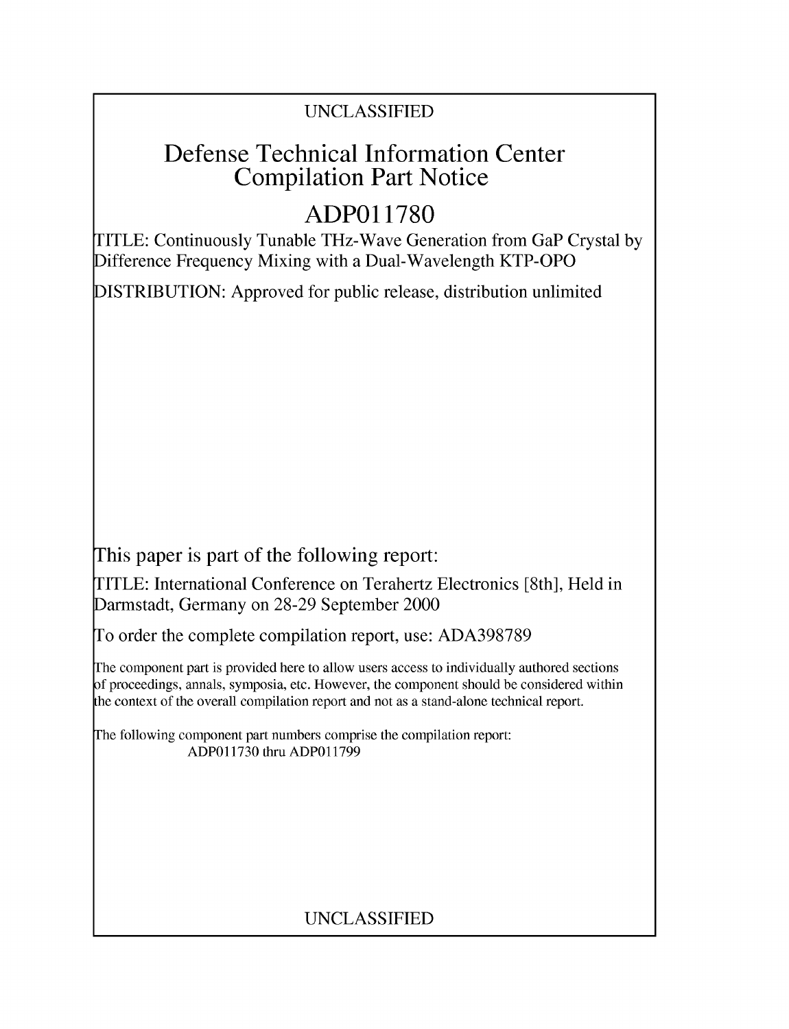UNCLASSIFIED

# Defense Technical Information Center Compilation Part Notice

# ADP011780

TITLE: Continuously Tunable THz-Wave Generation from GaP Crystal by Difference Frequency Mixing with a Dual-Wavelength KTP-OPO

DISTRIBUTION: Approved for public release, distribution unlimited

This paper is part of the following report:

TITLE: International Conference on Terahertz Electronics [8th], Held in Darmstadt, Germany on 28-29 September 2000

To order the complete compilation report, use: ADA398789

The component part is provided here to allow users access to individually authored sections of proceedings, annals, symposia, etc. However, the component should be considered within the context of the overall compilation report and not as a stand-alone technical report.

The following component part numbers comprise the compilation report:
ADP011730 thru ADP011799

UNCLASSIFIED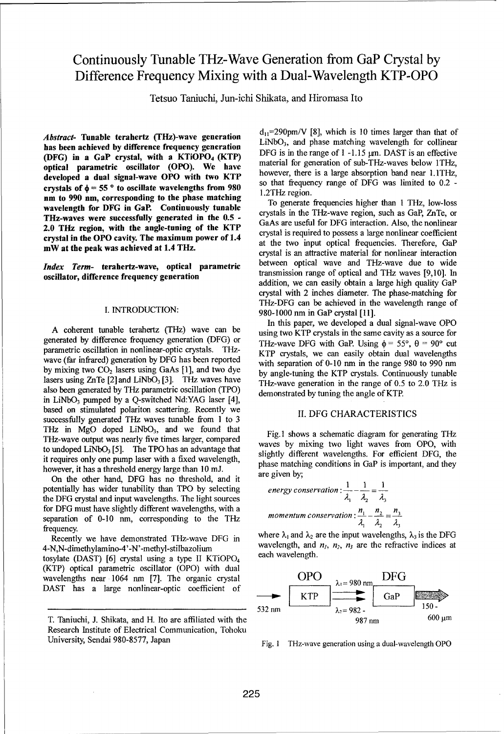# Continuously Tunable THz-Wave Generation from GaP Crystal by Difference Frequency Mixing with a Dual-Wavelength KTP-OPO

Tetsuo Taniuchi, Jun-ichi Shikata, and Hiromasa Ito

***Abstract*- Tunable terahertz (THz)-wave generation has been achieved by difference frequency generation (DFG) in a GaP crystal, with a $KTiOPO_4$ (KTP) optical parametric oscillator (OPO). We have developed a dual signal-wave OPO with two KTP crystals of $\phi = 55°$ to oscillate wavelengths from 980 nm to 990 nm, corresponding to the phase matching wavelength for DFG in GaP. Continuously tunable THz-waves were successfully generated in the 0.5 - 2.0 THz region, with the angle-tuning of the KTP crystal in the OPO cavity. The maximum power of 1.4 mW at the peak was achieved at 1.4 THz.**

***Index Term*- terahertz-wave, optical parametric oscillator, difference frequency generation**

## I. INTRODUCTION:

A coherent tunable terahertz (THz) wave can be generated by difference frequency generation (DFG) or parametric oscillation in nonlinear-optic crystals. THz-wave (far infrared) generation by DFG has been reported by mixing two $CO_2$ lasers using GaAs [1], and two dye lasers using ZnTe [2] and $LiNbO_3$ [3]. THz waves have also been generated by THz parametric oscillation (TPO) in $LiNbO_3$ pumped by a Q-switched Nd:YAG laser [4], based on stimulated polariton scattering. Recently we successfully generated THz waves tunable from 1 to 3 THz in MgO doped $LiNbO_3$, and we found that THz-wave output was nearly five times larger, compared to undoped $LiNbO_3$ [5]. The TPO has an advantage that it requires only one pump laser with a fixed wavelength, however, it has a threshold energy large than 10 mJ.

On the other hand, DFG has no threshold, and it potentially has wider tunability than TPO by selecting the DFG crystal and input wavelengths. The light sources for DFG must have slightly different wavelengths, with a separation of 0-10 nm, corresponding to the THz frequency.

Recently we have demonstrated THz-wave DFG in 4-N,N-dimethylamino-4'-N'-methyl-stilbazolium tosylate (DAST) [6] crystal using a type II $KTiOPO_4$ (KTP) optical parametric oscillator (OPO) with dual wavelengths near 1064 nm [7]. The organic crystal DAST has a large nonlinear-optic coefficient of $d_{11}$=290pm/V [8], which is 10 times larger than that of $LiNbO_3$, and phase matching wavelength for collinear DFG is in the range of 1 -1.15 μm. DAST is an effective material for generation of sub-THz-waves below 1THz, however, there is a large absorption band near 1.1THz, so that frequency range of DFG was limited to 0.2 - 1.2THz region.

To generate frequencies higher than 1 THz, low-loss crystals in the THz-wave region, such as GaP, ZnTe, or GaAs are useful for DFG interaction. Also, the nonlinear crystal is required to possess a large nonlinear coefficient at the two input optical frequencies. Therefore, GaP crystal is an attractive material for nonlinear interaction between optical wave and THz-wave due to wide transmission range of optical and THz waves [9,10]. In addition, we can easily obtain a large high quality GaP crystal with 2 inches diameter. The phase-matching for THz-DFG can be achieved in the wavelength range of 980-1000 nm in GaP crystal [11].

In this paper, we developed a dual signal-wave OPO using two KTP crystals in the same cavity as a source for THz-wave DFG with GaP. Using $\phi = 55°$, $\theta = 90°$ cut KTP crystals, we can easily obtain dual wavelengths with separation of 0-10 nm in the range 980 to 990 nm by angle-tuning the KTP crystals. Continuously tunable THz-wave generation in the range of 0.5 to 2.0 THz is demonstrated by tuning the angle of KTP.

## II. DFG CHARACTERISTICS

Fig.1 shows a schematic diagram for generating THz waves by mixing two light waves from OPO, with slightly different wavelengths. For efficient DFG, the phase matching conditions in GaP is important, and they are given by;

$$energy\ conservation: \frac{1}{\lambda_1} - \frac{1}{\lambda_2} = \frac{1}{\lambda_3}$$

$$momentum\ conservation: \frac{n_1}{\lambda_1} - \frac{n_2}{\lambda_2} = \frac{n_3}{\lambda_3}$$

where $\lambda_1$ and $\lambda_2$ are the input wavelengths, $\lambda_3$ is the DFG wavelength, and $n_1$, $n_2$, $n_3$ are the refractive indices at each wavelength.

OPO — 532 nm → KTP → $\lambda_1$= 980 nm, $\lambda_2$= 982 - 987 nm → DFG — GaP → 150 - 600 μm

Fig. 1 THz-wave generation using a dual-wavelength OPO

T. Taniuchi, J. Shikata, and H. Ito are affiliated with the Research Institute of Electrical Communication, Tohoku University, Sendai 980-8577, Japan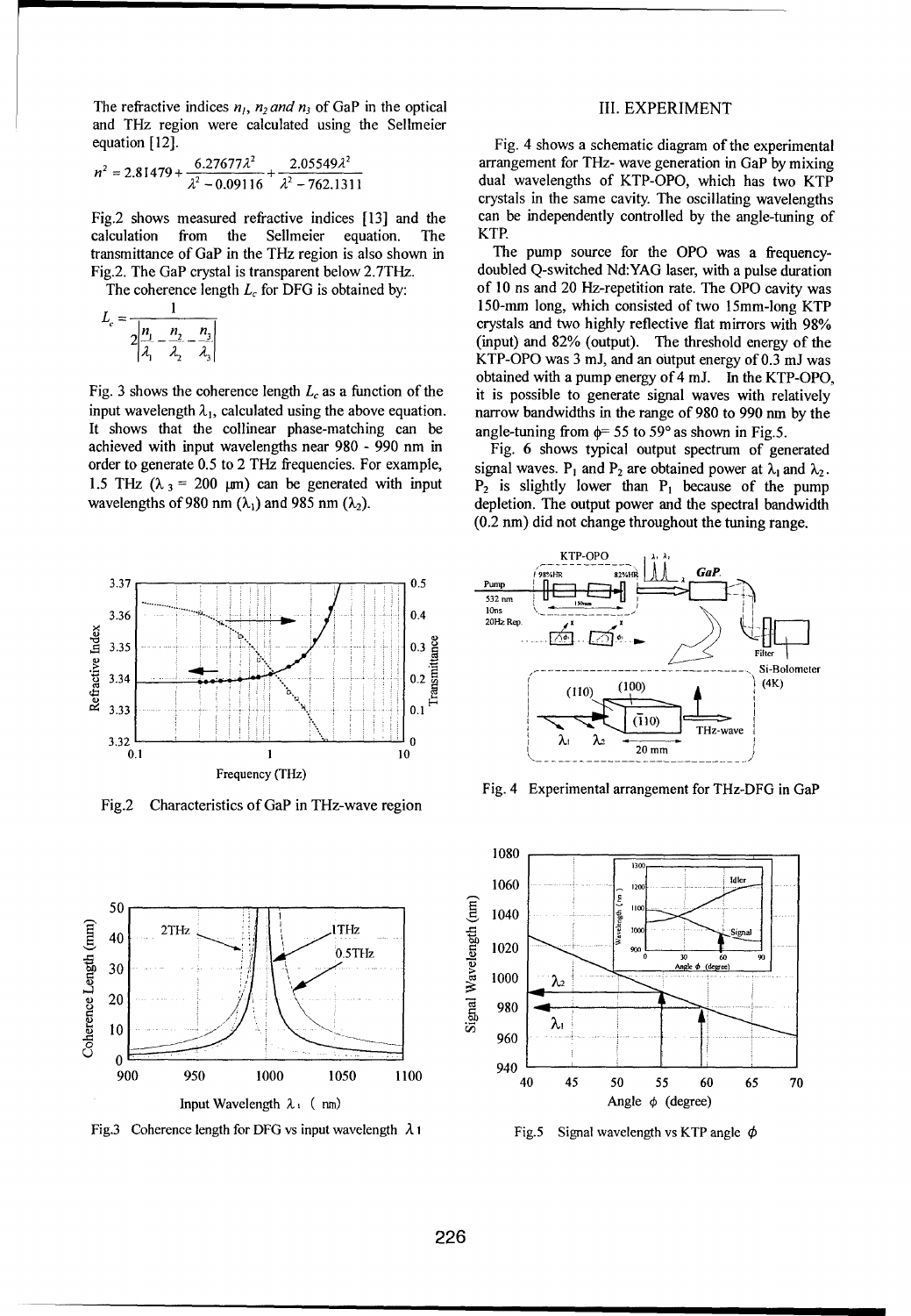The refractive indices $n_1$, $n_2$ and $n_3$ of GaP in the optical and THz region were calculated using the Sellmeier equation [12].

$$n^2 = 2.81479 + \frac{6.27677\lambda^2}{\lambda^2 - 0.09116} + \frac{2.05549\lambda^2}{\lambda^2 - 762.1311}$$

Fig.2 shows measured refractive indices [13] and the calculation from the Sellmeier equation. The transmittance of GaP in the THz region is also shown in Fig.2. The GaP crystal is transparent below 2.7THz.

The coherence length $L_c$ for DFG is obtained by:

$$L_c = \frac{1}{2\left|\frac{n_1}{\lambda_1} - \frac{n_2}{\lambda_2} - \frac{n_3}{\lambda_3}\right|}$$

Fig. 3 shows the coherence length $L_c$ as a function of the input wavelength $\lambda_1$, calculated using the above equation. It shows that the collinear phase-matching can be achieved with input wavelengths near 980 - 990 nm in order to generate 0.5 to 2 THz frequencies. For example, 1.5 THz ($\lambda_3$ = 200 μm) can be generated with input wavelengths of 980 nm ($\lambda_1$) and 985 nm ($\lambda_2$).

Fig.2 Characteristics of GaP in THz-wave region

Fig.3 Coherence length for DFG vs input wavelength $\lambda_1$

## III. EXPERIMENT

Fig. 4 shows a schematic diagram of the experimental arrangement for THz- wave generation in GaP by mixing dual wavelengths of KTP-OPO, which has two KTP crystals in the same cavity. The oscillating wavelengths can be independently controlled by the angle-tuning of KTP.

The pump source for the OPO was a frequency-doubled Q-switched Nd:YAG laser, with a pulse duration of 10 ns and 20 Hz-repetition rate. The OPO cavity was 150-mm long, which consisted of two 15mm-long KTP crystals and two highly reflective flat mirrors with 98% (input) and 82% (output). The threshold energy of the KTP-OPO was 3 mJ, and an output energy of 0.3 mJ was obtained with a pump energy of 4 mJ. In the KTP-OPO, it is possible to generate signal waves with relatively narrow bandwidths in the range of 980 to 990 nm by the angle-tuning from $\phi$= 55 to 59° as shown in Fig.5.

Fig. 6 shows typical output spectrum of generated signal waves. $P_1$ and $P_2$ are obtained power at $\lambda_1$ and $\lambda_2$. $P_2$ is slightly lower than $P_1$ because of the pump depletion. The output power and the spectral bandwidth (0.2 nm) did not change throughout the tuning range.

Fig. 4 Experimental arrangement for THz-DFG in GaP

Fig.5 Signal wavelength vs KTP angle $\phi$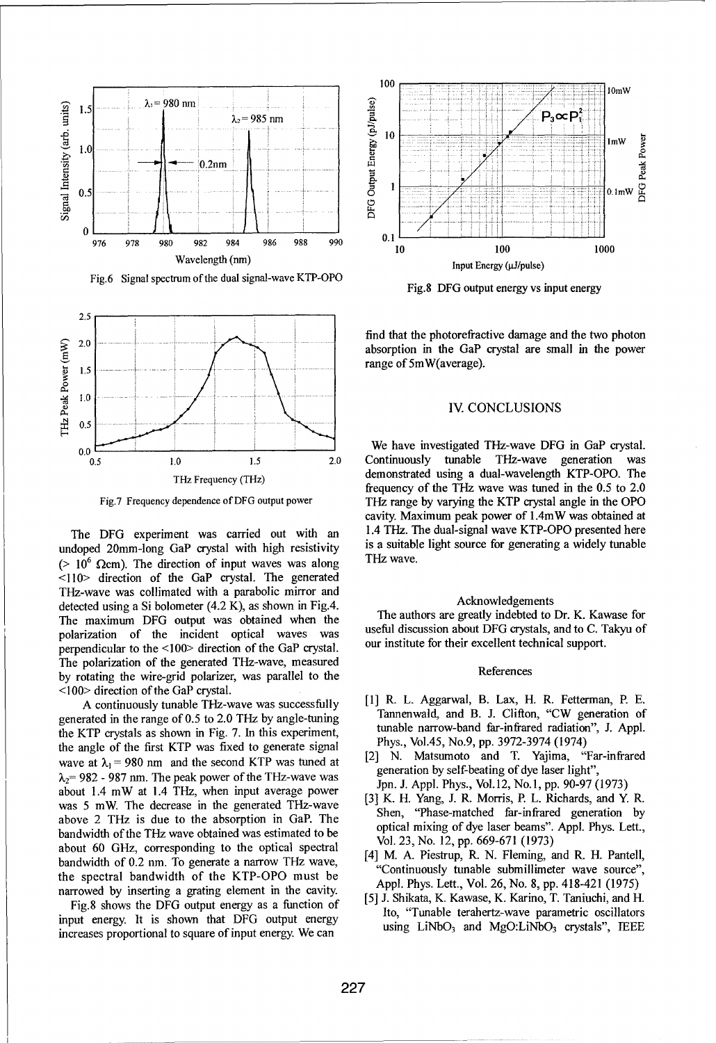Fig.6 Signal spectrum of the dual signal-wave KTP-OPO

Fig.7 Frequency dependence of DFG output power

The DFG experiment was carried out with an undoped 20mm-long GaP crystal with high resistivity (> $10^6$ Ωcm). The direction of input waves was along <110> direction of the GaP crystal. The generated THz-wave was collimated with a parabolic mirror and detected using a Si bolometer (4.2 K), as shown in Fig.4. The maximum DFG output was obtained when the polarization of the incident optical waves was perpendicular to the <100> direction of the GaP crystal. The polarization of the generated THz-wave, measured by rotating the wire-grid polarizer, was parallel to the <100> direction of the GaP crystal.

A continuously tunable THz-wave was successfully generated in the range of 0.5 to 2.0 THz by angle-tuning the KTP crystals as shown in Fig. 7. In this experiment, the angle of the first KTP was fixed to generate signal wave at $\lambda_1$ = 980 nm and the second KTP was tuned at $\lambda_2$= 982 - 987 nm. The peak power of the THz-wave was about 1.4 mW at 1.4 THz, when input average power was 5 mW. The decrease in the generated THz-wave above 2 THz is due to the absorption in GaP. The bandwidth of the THz wave obtained was estimated to be about 60 GHz, corresponding to the optical spectral bandwidth of 0.2 nm. To generate a narrow THz wave, the spectral bandwidth of the KTP-OPO must be narrowed by inserting a grating element in the cavity.

Fig.8 shows the DFG output energy as a function of input energy. It is shown that DFG output energy increases proportional to square of input energy. We can

Fig.8 DFG output energy vs input energy

find that the photorefractive damage and the two photon absorption in the GaP crystal are small in the power range of 5mW(average).

## IV. CONCLUSIONS

We have investigated THz-wave DFG in GaP crystal. Continuously tunable THz-wave generation was demonstrated using a dual-wavelength KTP-OPO. The frequency of the THz wave was tuned in the 0.5 to 2.0 THz range by varying the KTP crystal angle in the OPO cavity. Maximum peak power of 1.4mW was obtained at 1.4 THz. The dual-signal wave KTP-OPO presented here is a suitable light source for generating a widely tunable THz wave.

### Acknowledgements

The authors are greatly indebted to Dr. K. Kawase for useful discussion about DFG crystals, and to C. Takyu of our institute for their excellent technical support.

### References

[1] R. L. Aggarwal, B. Lax, H. R. Fetterman, P. E. Tannenwald, and B. J. Clifton, "CW generation of tunable narrow-band far-infrared radiation", J. Appl. Phys., Vol.45, No.9, pp. 3972-3974 (1974)

[2] N. Matsumoto and T. Yajima, "Far-infrared generation by self-beating of dye laser light", Jpn. J. Appl. Phys., Vol.12, No.1, pp. 90-97 (1973)

[3] K. H. Yang, J. R. Morris, P. L. Richards, and Y. R. Shen, "Phase-matched far-infrared generation by optical mixing of dye laser beams". Appl. Phys. Lett., Vol. 23, No. 12, pp. 669-671 (1973)

[4] M. A. Piestrup, R. N. Fleming, and R. H. Pantell, "Continuously tunable submillimeter wave source", Appl. Phys. Lett., Vol. 26, No. 8, pp. 418-421 (1975)

[5] J. Shikata, K. Kawase, K. Karino, T. Taniuchi, and H. Ito, "Tunable terahertz-wave parametric oscillators using $LiNbO_3$ and $MgO{:}LiNbO_3$ crystals", IEEE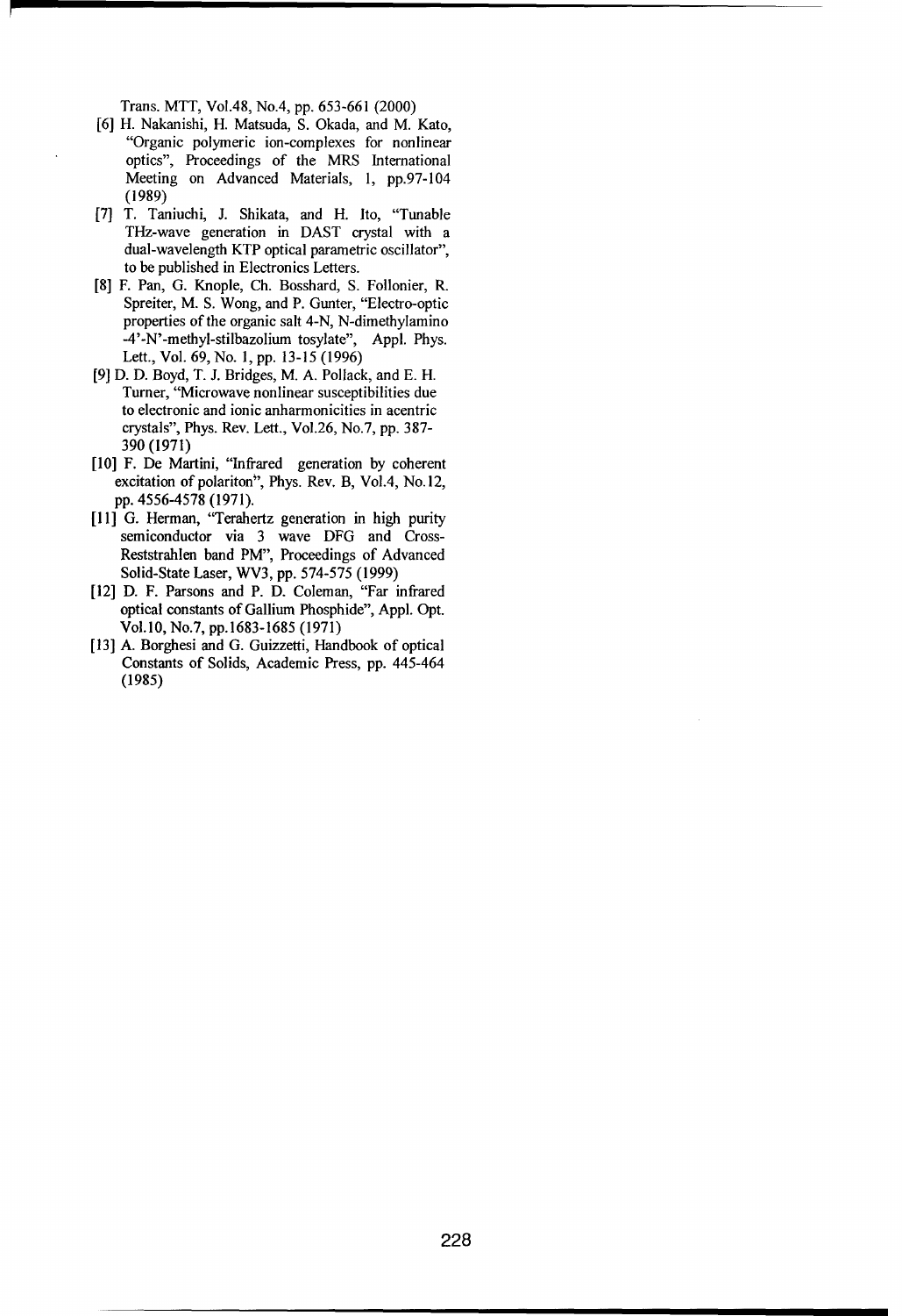Trans. MTT, Vol.48, No.4, pp. 653-661 (2000)

[6] H. Nakanishi, H. Matsuda, S. Okada, and M. Kato, "Organic polymeric ion-complexes for nonlinear optics", Proceedings of the MRS International Meeting on Advanced Materials, 1, pp.97-104 (1989)

[7] T. Taniuchi, J. Shikata, and H. Ito, "Tunable THz-wave generation in DAST crystal with a dual-wavelength KTP optical parametric oscillator", to be published in Electronics Letters.

[8] F. Pan, G. Knople, Ch. Bosshard, S. Follonier, R. Spreiter, M. S. Wong, and P. Gunter, "Electro-optic properties of the organic salt 4-N, N-dimethylamino -4'-N'-methyl-stilbazolium tosylate", Appl. Phys. Lett., Vol. 69, No. 1, pp. 13-15 (1996)

[9] D. D. Boyd, T. J. Bridges, M. A. Pollack, and E. H. Turner, "Microwave nonlinear susceptibilities due to electronic and ionic anharmonicities in acentric crystals", Phys. Rev. Lett., Vol.26, No.7, pp. 387-390 (1971)

[10] F. De Martini, "Infrared generation by coherent excitation of polariton", Phys. Rev. B, Vol.4, No.12, pp. 4556-4578 (1971).

[11] G. Herman, "Terahertz generation in high purity semiconductor via 3 wave DFG and Cross-Reststrahlen band PM", Proceedings of Advanced Solid-State Laser, WV3, pp. 574-575 (1999)

[12] D. F. Parsons and P. D. Coleman, "Far infrared optical constants of Gallium Phosphide", Appl. Opt. Vol.10, No.7, pp.1683-1685 (1971)

[13] A. Borghesi and G. Guizzetti, Handbook of optical Constants of Solids, Academic Press, pp. 445-464 (1985)